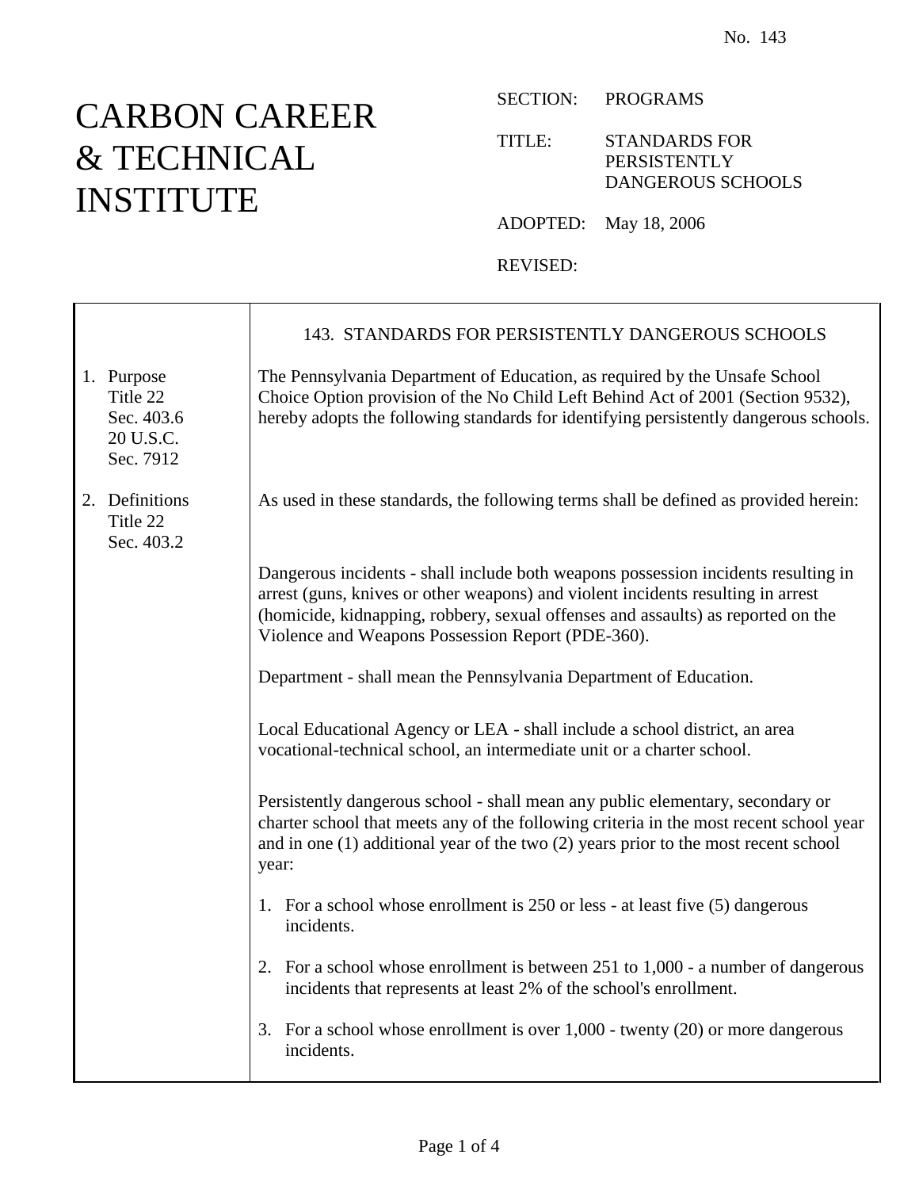No. 143

# CARBON CAREER & TECHNICAL INSTITUTE

SECTION: PROGRAMS

TITLE: STANDARDS FOR PERSISTENTLY DANGEROUS SCHOOLS

ADOPTED: May 18, 2006

REVISED:

## 143. STANDARDS FOR PERSISTENTLY DANGEROUS SCHOOLS

**1. Purpose**
Title 22
Sec. 403.6
20 U.S.C.
Sec. 7912

The Pennsylvania Department of Education, as required by the Unsafe School Choice Option provision of the No Child Left Behind Act of 2001 (Section 9532), hereby adopts the following standards for identifying persistently dangerous schools.

**2. Definitions**
Title 22
Sec. 403.2

As used in these standards, the following terms shall be defined as provided herein:

Dangerous incidents - shall include both weapons possession incidents resulting in arrest (guns, knives or other weapons) and violent incidents resulting in arrest (homicide, kidnapping, robbery, sexual offenses and assaults) as reported on the Violence and Weapons Possession Report (PDE-360).

Department - shall mean the Pennsylvania Department of Education.

Local Educational Agency or LEA - shall include a school district, an area vocational-technical school, an intermediate unit or a charter school.

Persistently dangerous school - shall mean any public elementary, secondary or charter school that meets any of the following criteria in the most recent school year and in one (1) additional year of the two (2) years prior to the most recent school year:

1. For a school whose enrollment is 250 or less - at least five (5) dangerous incidents.
2. For a school whose enrollment is between 251 to 1,000 - a number of dangerous incidents that represents at least 2% of the school's enrollment.
3. For a school whose enrollment is over 1,000 - twenty (20) or more dangerous incidents.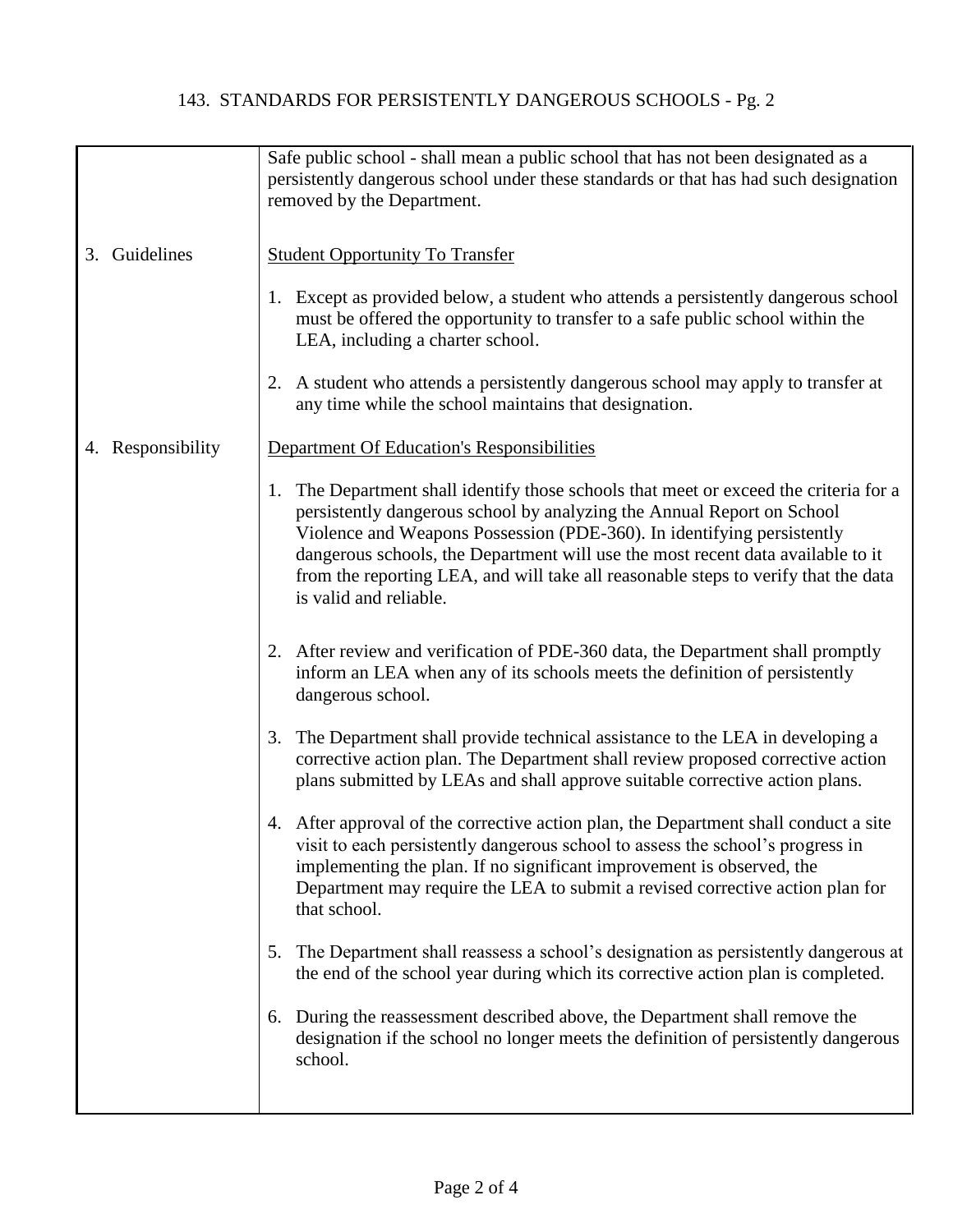Safe public school - shall mean a public school that has not been designated as a persistently dangerous school under these standards or that has had such designation removed by the Department.

## 3. Guidelines

<u>Student Opportunity To Transfer</u>

1. Except as provided below, a student who attends a persistently dangerous school must be offered the opportunity to transfer to a safe public school within the LEA, including a charter school.

2. A student who attends a persistently dangerous school may apply to transfer at any time while the school maintains that designation.

## 4. Responsibility

<u>Department Of Education's Responsibilities</u>

1. The Department shall identify those schools that meet or exceed the criteria for a persistently dangerous school by analyzing the Annual Report on School Violence and Weapons Possession (PDE-360). In identifying persistently dangerous schools, the Department will use the most recent data available to it from the reporting LEA, and will take all reasonable steps to verify that the data is valid and reliable.

2. After review and verification of PDE-360 data, the Department shall promptly inform an LEA when any of its schools meets the definition of persistently dangerous school.

3. The Department shall provide technical assistance to the LEA in developing a corrective action plan. The Department shall review proposed corrective action plans submitted by LEAs and shall approve suitable corrective action plans.

4. After approval of the corrective action plan, the Department shall conduct a site visit to each persistently dangerous school to assess the school's progress in implementing the plan. If no significant improvement is observed, the Department may require the LEA to submit a revised corrective action plan for that school.

5. The Department shall reassess a school's designation as persistently dangerous at the end of the school year during which its corrective action plan is completed.

6. During the reassessment described above, the Department shall remove the designation if the school no longer meets the definition of persistently dangerous school.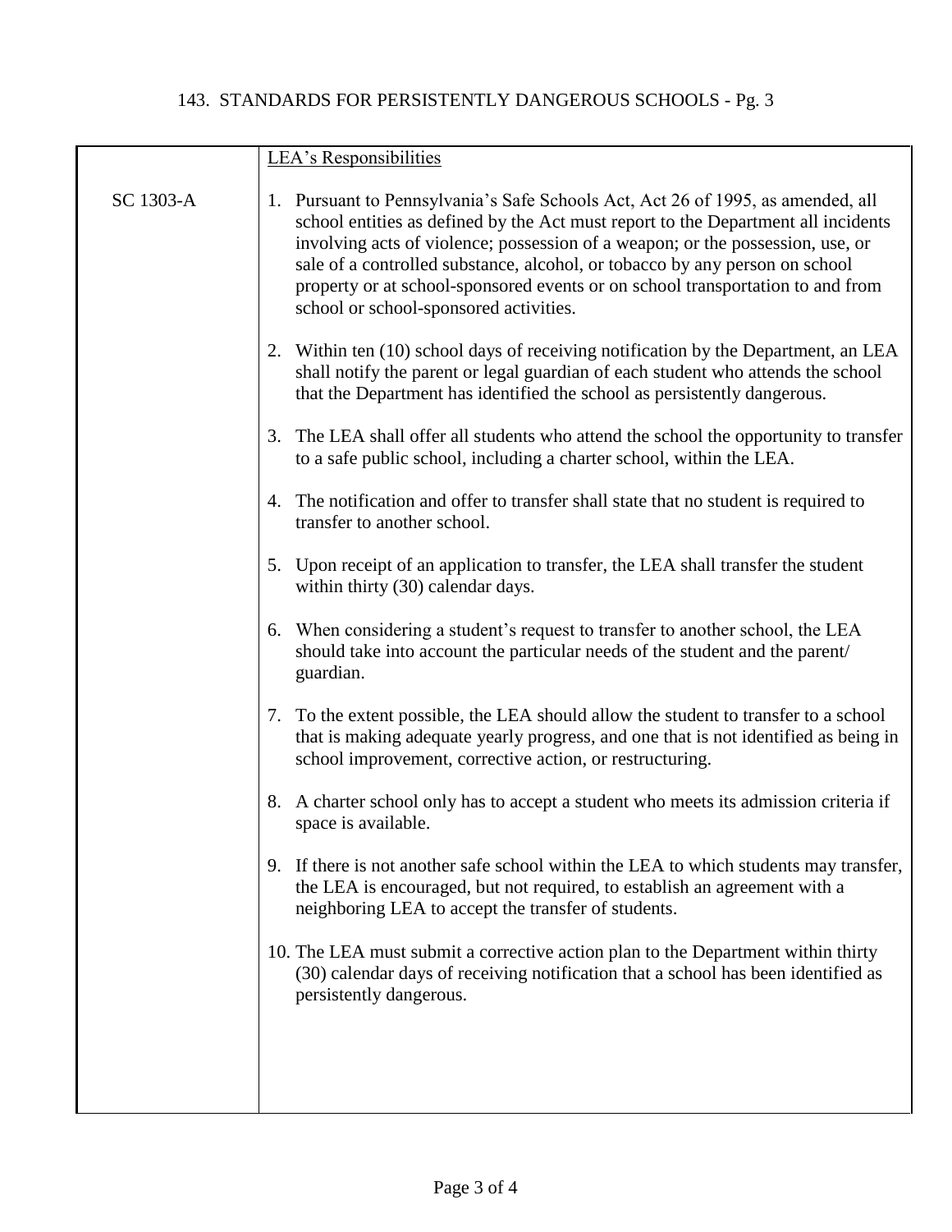| | <u>LEA's Responsibilities</u> |
|---|---|
| SC 1303-A | 1. Pursuant to Pennsylvania's Safe Schools Act, Act 26 of 1995, as amended, all school entities as defined by the Act must report to the Department all incidents involving acts of violence; possession of a weapon; or the possession, use, or sale of a controlled substance, alcohol, or tobacco by any person on school property or at school-sponsored events or on school transportation to and from school or school-sponsored activities. |
| | 2. Within ten (10) school days of receiving notification by the Department, an LEA shall notify the parent or legal guardian of each student who attends the school that the Department has identified the school as persistently dangerous. |
| | 3. The LEA shall offer all students who attend the school the opportunity to transfer to a safe public school, including a charter school, within the LEA. |
| | 4. The notification and offer to transfer shall state that no student is required to transfer to another school. |
| | 5. Upon receipt of an application to transfer, the LEA shall transfer the student within thirty (30) calendar days. |
| | 6. When considering a student's request to transfer to another school, the LEA should take into account the particular needs of the student and the parent/ guardian. |
| | 7. To the extent possible, the LEA should allow the student to transfer to a school that is making adequate yearly progress, and one that is not identified as being in school improvement, corrective action, or restructuring. |
| | 8. A charter school only has to accept a student who meets its admission criteria if space is available. |
| | 9. If there is not another safe school within the LEA to which students may transfer, the LEA is encouraged, but not required, to establish an agreement with a neighboring LEA to accept the transfer of students. |
| | 10. The LEA must submit a corrective action plan to the Department within thirty (30) calendar days of receiving notification that a school has been identified as persistently dangerous. |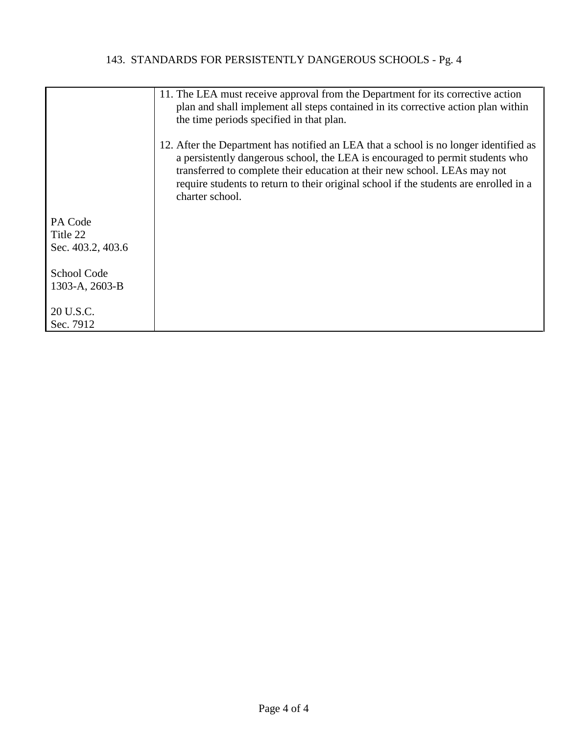| | |
|---|---|
| | 11. The LEA must receive approval from the Department for its corrective action plan and shall implement all steps contained in its corrective action plan within the time periods specified in that plan.<br><br>12. After the Department has notified an LEA that a school is no longer identified as a persistently dangerous school, the LEA is encouraged to permit students who transferred to complete their education at their new school. LEAs may not require students to return to their original school if the students are enrolled in a charter school. |
| PA Code<br>Title 22<br>Sec. 403.2, 403.6<br><br>School Code<br>1303-A, 2603-B<br><br>20 U.S.C.<br>Sec. 7912 | |